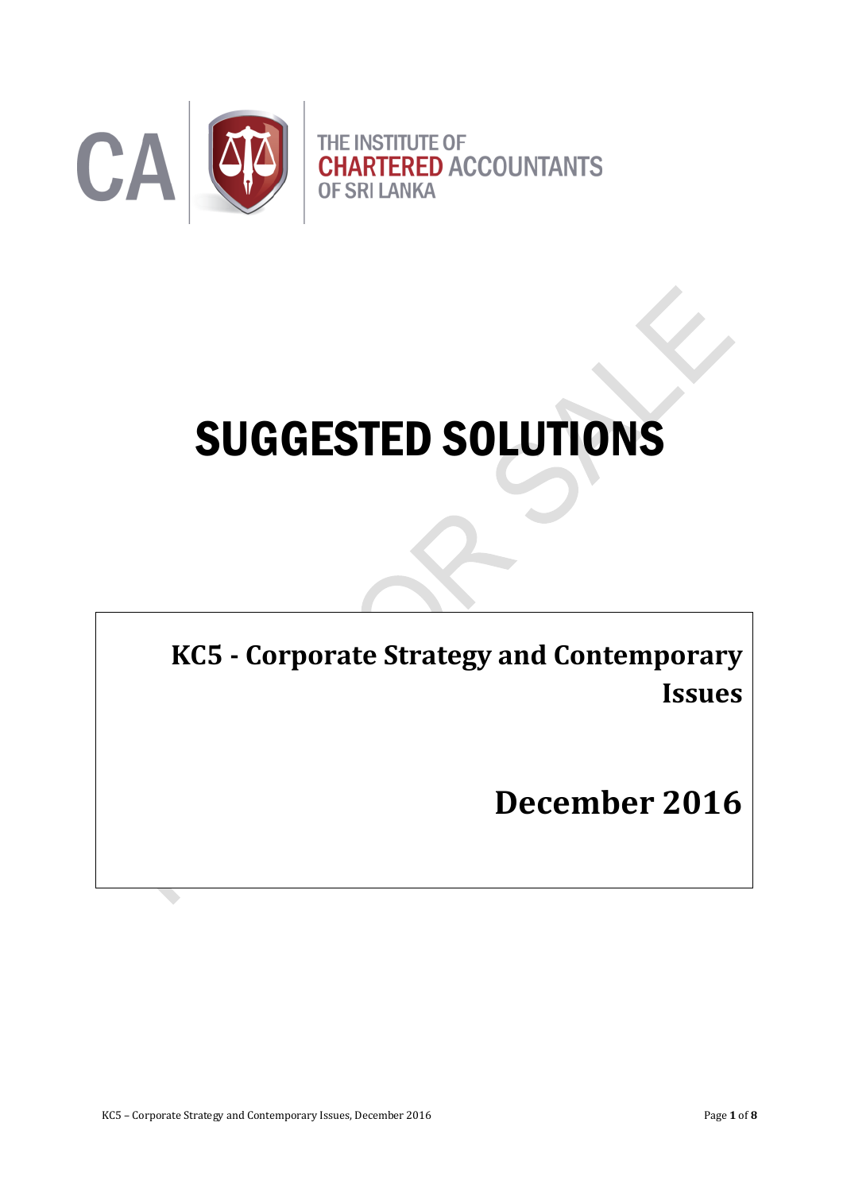THE INSTITUTE OF
CHARTERED ACCOUNTANTS
OF SRI LANKA

# SUGGESTED SOLUTIONS

## KC5 - Corporate Strategy and Contemporary Issues

## December 2016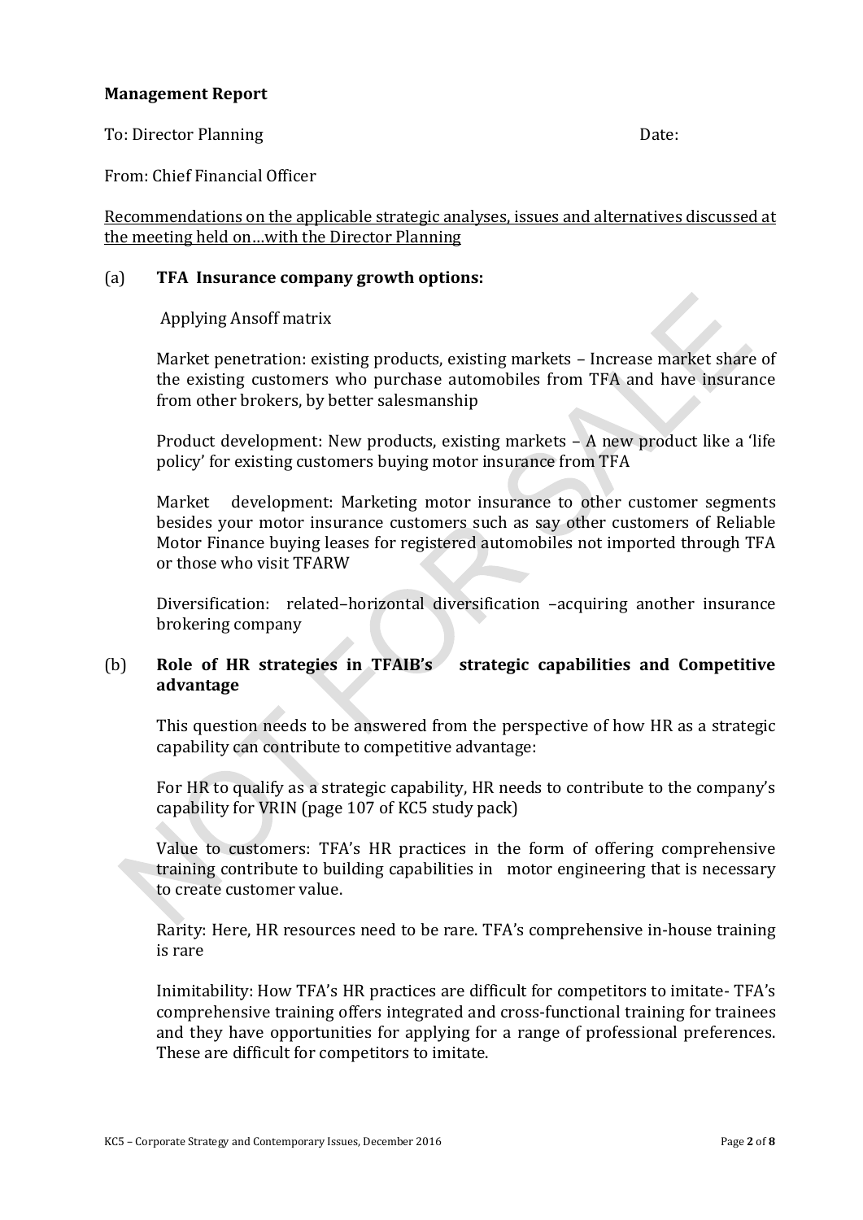**Management Report**

To: Director Planning Date:

From: Chief Financial Officer

Recommendations on the applicable strategic analyses, issues and alternatives discussed at the meeting held on…with the Director Planning

(a) **TFA Insurance company growth options:**

Applying Ansoff matrix

Market penetration: existing products, existing markets – Increase market share of the existing customers who purchase automobiles from TFA and have insurance from other brokers, by better salesmanship

Product development: New products, existing markets – A new product like a 'life policy' for existing customers buying motor insurance from TFA

Market development: Marketing motor insurance to other customer segments besides your motor insurance customers such as say other customers of Reliable Motor Finance buying leases for registered automobiles not imported through TFA or those who visit TFARW

Diversification: related–horizontal diversification –acquiring another insurance brokering company

(b) **Role of HR strategies in TFAIB's strategic capabilities and Competitive advantage**

This question needs to be answered from the perspective of how HR as a strategic capability can contribute to competitive advantage:

For HR to qualify as a strategic capability, HR needs to contribute to the company's capability for VRIN (page 107 of KC5 study pack)

Value to customers: TFA's HR practices in the form of offering comprehensive training contribute to building capabilities in motor engineering that is necessary to create customer value.

Rarity: Here, HR resources need to be rare. TFA's comprehensive in-house training is rare

Inimitability: How TFA's HR practices are difficult for competitors to imitate- TFA's comprehensive training offers integrated and cross-functional training for trainees and they have opportunities for applying for a range of professional preferences. These are difficult for competitors to imitate.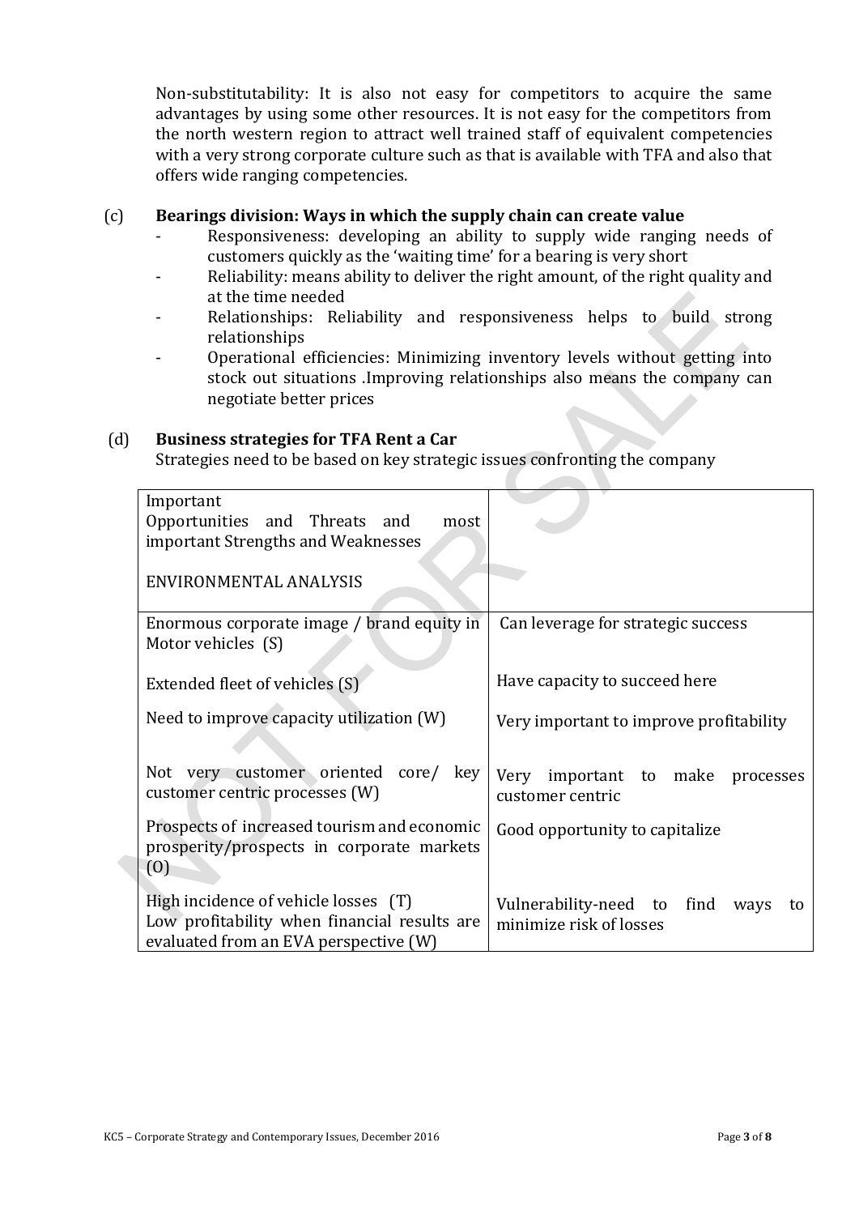Non-substitutability: It is also not easy for competitors to acquire the same advantages by using some other resources. It is not easy for the competitors from the north western region to attract well trained staff of equivalent competencies with a very strong corporate culture such as that is available with TFA and also that offers wide ranging competencies.

(c) **Bearings division: Ways in which the supply chain can create value**

- Responsiveness: developing an ability to supply wide ranging needs of customers quickly as the 'waiting time' for a bearing is very short
- Reliability: means ability to deliver the right amount, of the right quality and at the time needed
- Relationships: Reliability and responsiveness helps to build strong relationships
- Operational efficiencies: Minimizing inventory levels without getting into stock out situations .Improving relationships also means the company can negotiate better prices

(d) **Business strategies for TFA Rent a Car**

Strategies need to be based on key strategic issues confronting the company

| Important Opportunities and Threats and most important Strengths and Weaknesses<br><br>ENVIRONMENTAL ANALYSIS | |
|---|---|
| Enormous corporate image / brand equity in Motor vehicles (S) | Can leverage for strategic success |
| Extended fleet of vehicles (S) | Have capacity to succeed here |
| Need to improve capacity utilization (W) | Very important to improve profitability |
| Not very customer oriented core/ key customer centric processes (W) | Very important to make processes customer centric |
| Prospects of increased tourism and economic prosperity/prospects in corporate markets (O) | Good opportunity to capitalize |
| High incidence of vehicle losses (T)<br>Low profitability when financial results are evaluated from an EVA perspective (W) | Vulnerability-need to find ways to minimize risk of losses |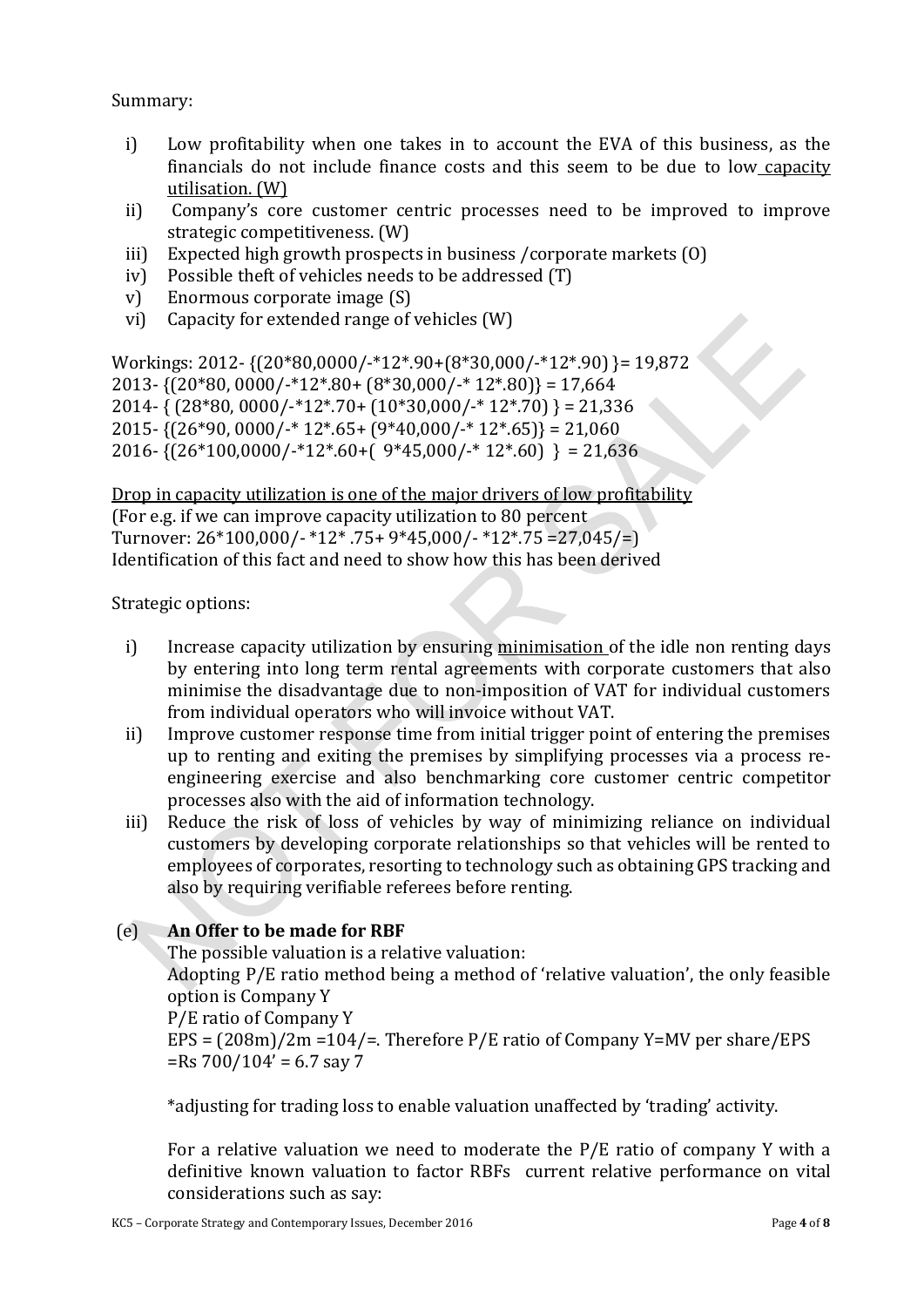Summary:

i) Low profitability when one takes in to account the EVA of this business, as the financials do not include finance costs and this seem to be due to low capacity utilisation. (W)
ii) Company's core customer centric processes need to be improved to improve strategic competitiveness. (W)
iii) Expected high growth prospects in business /corporate markets (O)
iv) Possible theft of vehicles needs to be addressed (T)
v) Enormous corporate image (S)
vi) Capacity for extended range of vehicles (W)

Workings: 2012- {(20*80,0000/-*12*.90+(8*30,000/-*12*.90) }= 19,872
2013- {(20*80, 0000/-*12*.80+ (8*30,000/-* 12*.80)} = 17,664
2014- { (28*80, 0000/-*12*.70+ (10*30,000/-* 12*.70) } = 21,336
2015- {(26*90, 0000/-* 12*.65+ (9*40,000/-* 12*.65)} = 21,060
2016- {(26*100,0000/-*12*.60+( 9*45,000/-* 12*.60) } = 21,636

Drop in capacity utilization is one of the major drivers of low profitability
(For e.g. if we can improve capacity utilization to 80 percent
Turnover: 26*100,000/- *12* .75+ 9*45,000/- *12*.75 =27,045/=)
Identification of this fact and need to show how this has been derived

Strategic options:

i) Increase capacity utilization by ensuring minimisation of the idle non renting days by entering into long term rental agreements with corporate customers that also minimise the disadvantage due to non-imposition of VAT for individual customers from individual operators who will invoice without VAT.
ii) Improve customer response time from initial trigger point of entering the premises up to renting and exiting the premises by simplifying processes via a process re-engineering exercise and also benchmarking core customer centric competitor processes also with the aid of information technology.
iii) Reduce the risk of loss of vehicles by way of minimizing reliance on individual customers by developing corporate relationships so that vehicles will be rented to employees of corporates, resorting to technology such as obtaining GPS tracking and also by requiring verifiable referees before renting.

(e) **An Offer to be made for RBF**

The possible valuation is a relative valuation:
Adopting P/E ratio method being a method of 'relative valuation', the only feasible option is Company Y
P/E ratio of Company Y
EPS = (208m)/2m =104/=. Therefore P/E ratio of Company Y=MV per share/EPS =Rs 700/104' = 6.7 say 7

*adjusting for trading loss to enable valuation unaffected by 'trading' activity.

For a relative valuation we need to moderate the P/E ratio of company Y with a definitive known valuation to factor RBFs current relative performance on vital considerations such as say: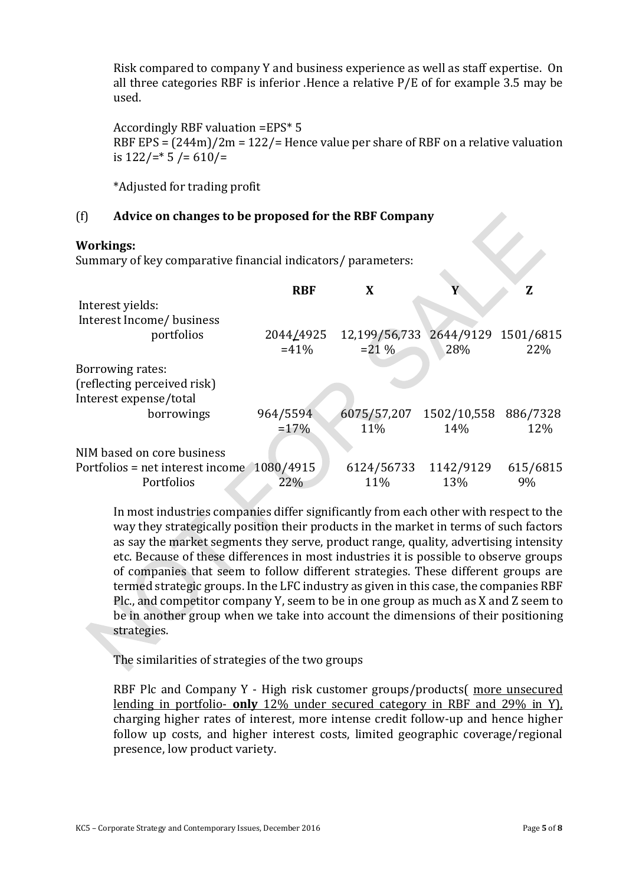Risk compared to company Y and business experience as well as staff expertise. On all three categories RBF is inferior .Hence a relative P/E of for example 3.5 may be used.

Accordingly RBF valuation =EPS* 5
RBF EPS = (244m)/2m = 122/= Hence value per share of RBF on a relative valuation is 122/=* 5 /= 610/=

*Adjusted for trading profit

## (f) Advice on changes to be proposed for the RBF Company

**Workings:**

Summary of key comparative financial indicators/ parameters:

| | RBF | X | Y | Z |
|---|---|---|---|---|
| Interest yields: | | | | |
| Interest Income/ business portfolios | 2044/4925 =41% | 12,199/56,733 =21 % | 2644/9129 28% | 1501/6815 22% |
| Borrowing rates: (reflecting perceived risk) | | | | |
| Interest expense/total borrowings | 964/5594 =17% | 6075/57,207 11% | 1502/10,558 14% | 886/7328 12% |
| NIM based on core business Portfolios = net interest income Portfolios | 1080/4915 22% | 6124/56733 11% | 1142/9129 13% | 615/6815 9% |

In most industries companies differ significantly from each other with respect to the way they strategically position their products in the market in terms of such factors as say the market segments they serve, product range, quality, advertising intensity etc. Because of these differences in most industries it is possible to observe groups of companies that seem to follow different strategies. These different groups are termed strategic groups. In the LFC industry as given in this case, the companies RBF Plc., and competitor company Y, seem to be in one group as much as X and Z seem to be in another group when we take into account the dimensions of their positioning strategies.

The similarities of strategies of the two groups

RBF Plc and Company Y - High risk customer groups/products( <u>more unsecured lending in portfolio- **only** 12% under secured category in RBF and 29% in Y)</u>, charging higher rates of interest, more intense credit follow-up and hence higher follow up costs, and higher interest costs, limited geographic coverage/regional presence, low product variety.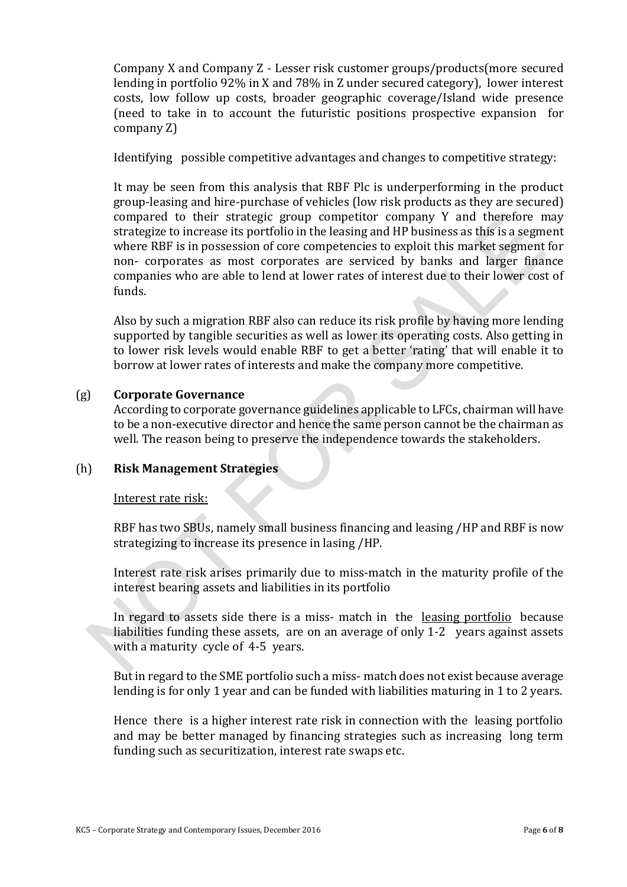Company X and Company Z - Lesser risk customer groups/products(more secured lending in portfolio 92% in X and 78% in Z under secured category), lower interest costs, low follow up costs, broader geographic coverage/Island wide presence (need to take in to account the futuristic positions prospective expansion for company Z)

Identifying possible competitive advantages and changes to competitive strategy:

It may be seen from this analysis that RBF Plc is underperforming in the product group-leasing and hire-purchase of vehicles (low risk products as they are secured) compared to their strategic group competitor company Y and therefore may strategize to increase its portfolio in the leasing and HP business as this is a segment where RBF is in possession of core competencies to exploit this market segment for non- corporates as most corporates are serviced by banks and larger finance companies who are able to lend at lower rates of interest due to their lower cost of funds.

Also by such a migration RBF also can reduce its risk profile by having more lending supported by tangible securities as well as lower its operating costs. Also getting in to lower risk levels would enable RBF to get a better 'rating' that will enable it to borrow at lower rates of interests and make the company more competitive.

(g) **Corporate Governance**

According to corporate governance guidelines applicable to LFCs, chairman will have to be a non-executive director and hence the same person cannot be the chairman as well. The reason being to preserve the independence towards the stakeholders.

(h) **Risk Management Strategies**

Interest rate risk:

RBF has two SBUs, namely small business financing and leasing /HP and RBF is now strategizing to increase its presence in lasing /HP.

Interest rate risk arises primarily due to miss-match in the maturity profile of the interest bearing assets and liabilities in its portfolio

In regard to assets side there is a miss- match in the leasing portfolio because liabilities funding these assets, are on an average of only 1-2 years against assets with a maturity cycle of 4-5 years.

But in regard to the SME portfolio such a miss- match does not exist because average lending is for only 1 year and can be funded with liabilities maturing in 1 to 2 years.

Hence there is a higher interest rate risk in connection with the leasing portfolio and may be better managed by financing strategies such as increasing long term funding such as securitization, interest rate swaps etc.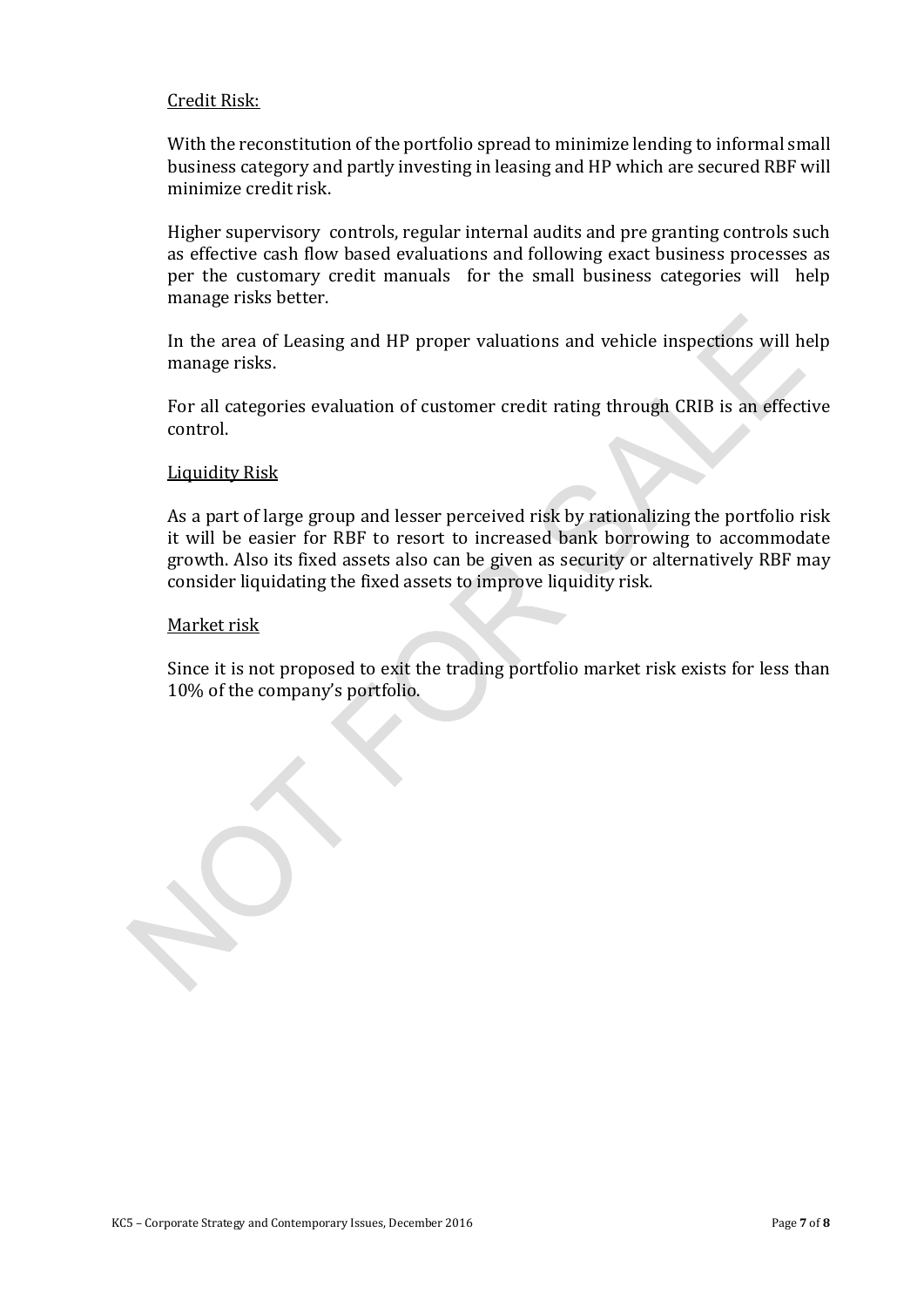Credit Risk:

With the reconstitution of the portfolio spread to minimize lending to informal small business category and partly investing in leasing and HP which are secured RBF will minimize credit risk.

Higher supervisory controls, regular internal audits and pre granting controls such as effective cash flow based evaluations and following exact business processes as per the customary credit manuals for the small business categories will help manage risks better.

In the area of Leasing and HP proper valuations and vehicle inspections will help manage risks.

For all categories evaluation of customer credit rating through CRIB is an effective control.

Liquidity Risk

As a part of large group and lesser perceived risk by rationalizing the portfolio risk it will be easier for RBF to resort to increased bank borrowing to accommodate growth. Also its fixed assets also can be given as security or alternatively RBF may consider liquidating the fixed assets to improve liquidity risk.

Market risk

Since it is not proposed to exit the trading portfolio market risk exists for less than 10% of the company's portfolio.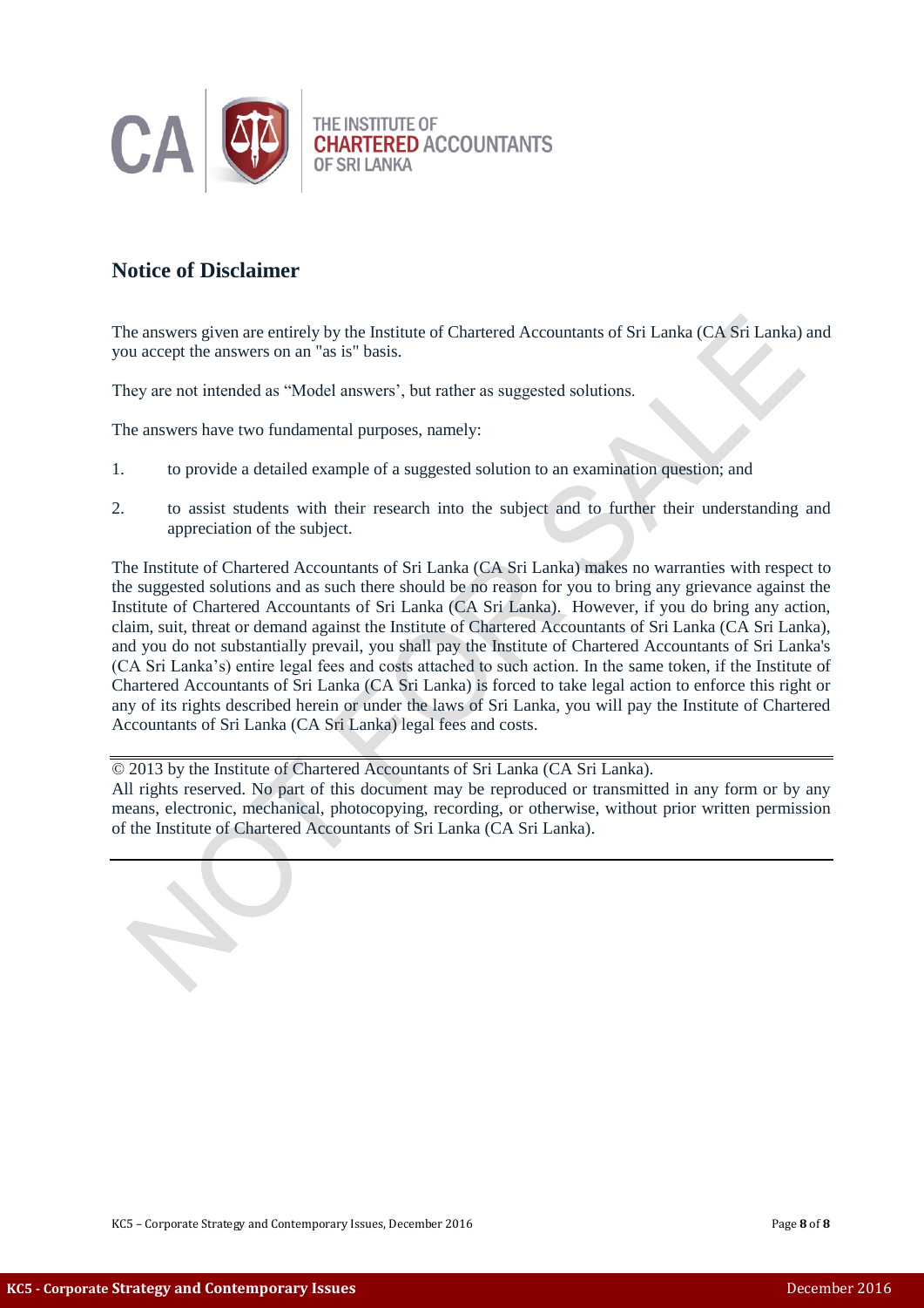## Notice of Disclaimer

The answers given are entirely by the Institute of Chartered Accountants of Sri Lanka (CA Sri Lanka) and you accept the answers on an "as is" basis.

They are not intended as "Model answers', but rather as suggested solutions.

The answers have two fundamental purposes, namely:

1. to provide a detailed example of a suggested solution to an examination question; and
2. to assist students with their research into the subject and to further their understanding and appreciation of the subject.

The Institute of Chartered Accountants of Sri Lanka (CA Sri Lanka) makes no warranties with respect to the suggested solutions and as such there should be no reason for you to bring any grievance against the Institute of Chartered Accountants of Sri Lanka (CA Sri Lanka). However, if you do bring any action, claim, suit, threat or demand against the Institute of Chartered Accountants of Sri Lanka (CA Sri Lanka), and you do not substantially prevail, you shall pay the Institute of Chartered Accountants of Sri Lanka's (CA Sri Lanka's) entire legal fees and costs attached to such action. In the same token, if the Institute of Chartered Accountants of Sri Lanka (CA Sri Lanka) is forced to take legal action to enforce this right or any of its rights described herein or under the laws of Sri Lanka, you will pay the Institute of Chartered Accountants of Sri Lanka (CA Sri Lanka) legal fees and costs.

---

© 2013 by the Institute of Chartered Accountants of Sri Lanka (CA Sri Lanka).
All rights reserved. No part of this document may be reproduced or transmitted in any form or by any means, electronic, mechanical, photocopying, recording, or otherwise, without prior written permission of the Institute of Chartered Accountants of Sri Lanka (CA Sri Lanka).

---